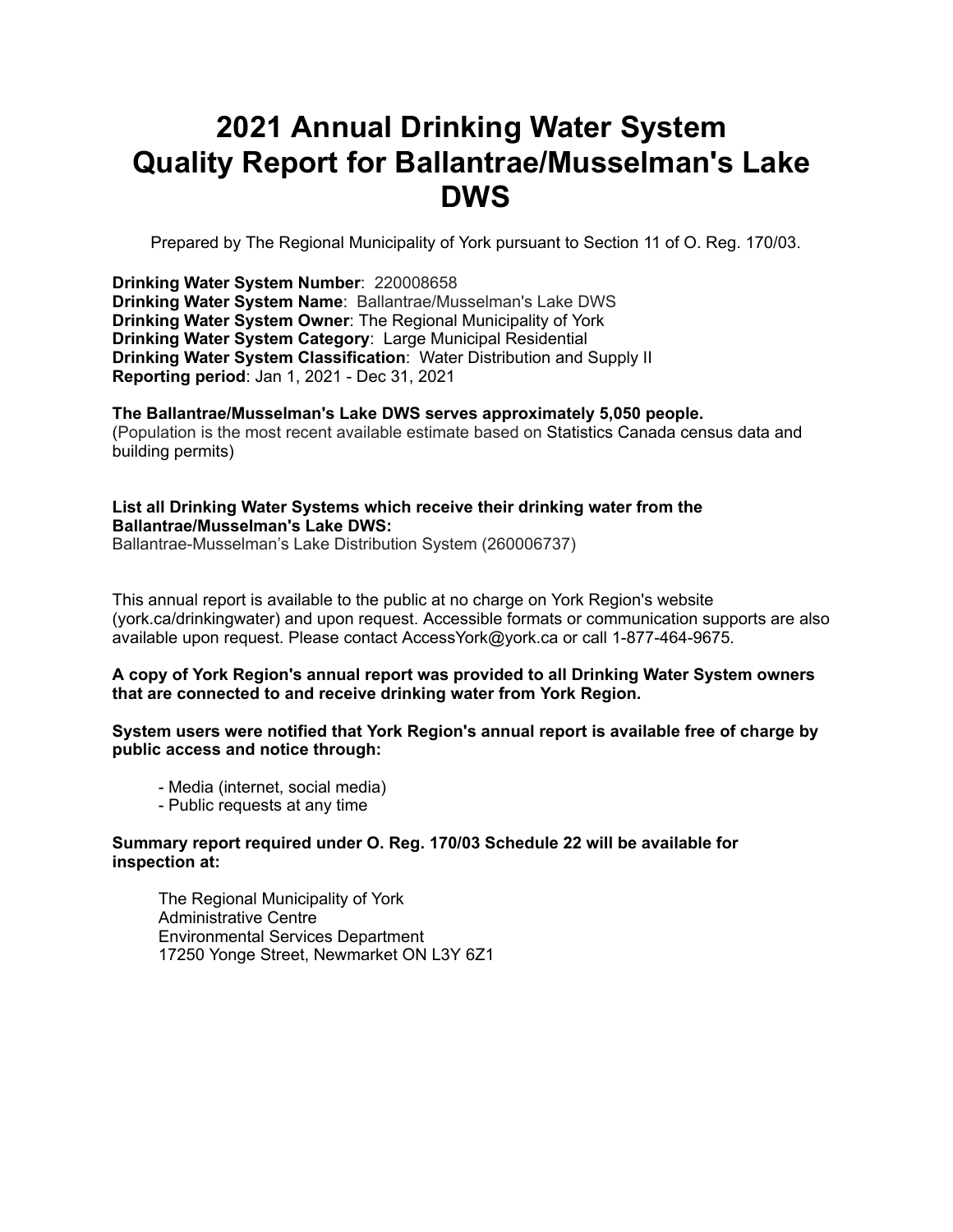# 2021 Annual Drinking Water System Quality Report for Ballantrae/Musselman's Lake DWS

Prepared by The Regional Municipality of York pursuant to Section 11 of O. Reg. 170/03.

**Drinking Water System Number**: 220008658
**Drinking Water System Name**: Ballantrae/Musselman's Lake DWS
**Drinking Water System Owner**: The Regional Municipality of York
**Drinking Water System Category**: Large Municipal Residential
**Drinking Water System Classification**: Water Distribution and Supply II
**Reporting period**: Jan 1, 2021 - Dec 31, 2021

**The Ballantrae/Musselman's Lake DWS serves approximately 5,050 people.**
(Population is the most recent available estimate based on Statistics Canada census data and building permits)

**List all Drinking Water Systems which receive their drinking water from the Ballantrae/Musselman's Lake DWS:**
Ballantrae-Musselman's Lake Distribution System (260006737)

This annual report is available to the public at no charge on York Region's website (york.ca/drinkingwater) and upon request. Accessible formats or communication supports are also available upon request. Please contact AccessYork@york.ca or call 1-877-464-9675.

**A copy of York Region's annual report was provided to all Drinking Water System owners that are connected to and receive drinking water from York Region.**

**System users were notified that York Region's annual report is available free of charge by public access and notice through:**

- Media (internet, social media)
- Public requests at any time

**Summary report required under O. Reg. 170/03 Schedule 22 will be available for inspection at:**

The Regional Municipality of York
Administrative Centre
Environmental Services Department
17250 Yonge Street, Newmarket ON L3Y 6Z1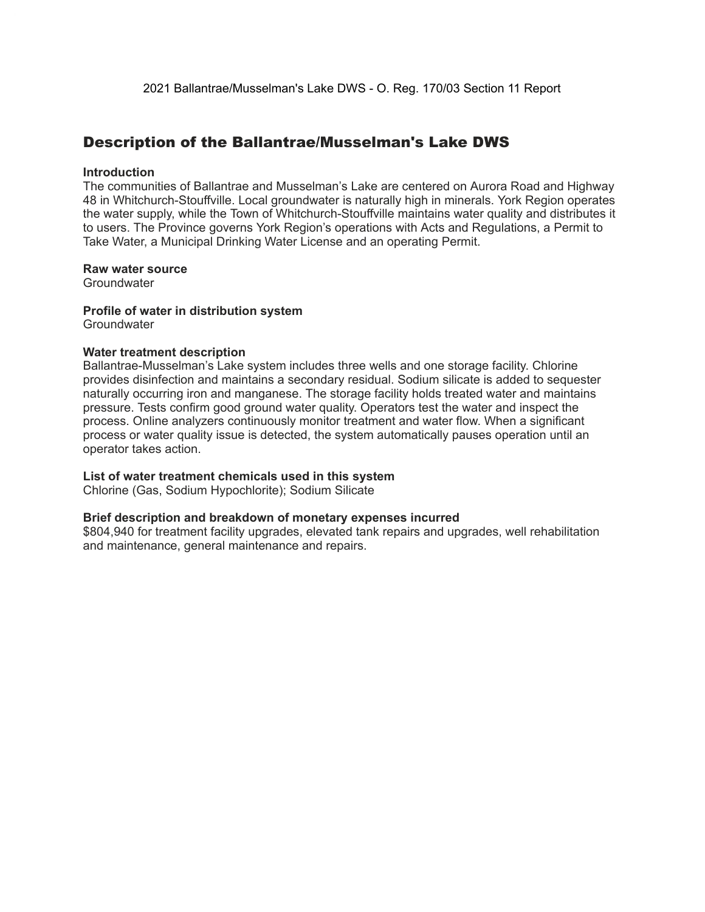2021 Ballantrae/Musselman's Lake DWS - O. Reg. 170/03 Section 11 Report

## Description of the Ballantrae/Musselman's Lake DWS

**Introduction**

The communities of Ballantrae and Musselman's Lake are centered on Aurora Road and Highway 48 in Whitchurch-Stouffville. Local groundwater is naturally high in minerals. York Region operates the water supply, while the Town of Whitchurch-Stouffville maintains water quality and distributes it to users. The Province governs York Region's operations with Acts and Regulations, a Permit to Take Water, a Municipal Drinking Water License and an operating Permit.

**Raw water source**

Groundwater

**Profile of water in distribution system**

Groundwater

**Water treatment description**

Ballantrae-Musselman's Lake system includes three wells and one storage facility. Chlorine provides disinfection and maintains a secondary residual. Sodium silicate is added to sequester naturally occurring iron and manganese. The storage facility holds treated water and maintains pressure. Tests confirm good ground water quality. Operators test the water and inspect the process. Online analyzers continuously monitor treatment and water flow. When a significant process or water quality issue is detected, the system automatically pauses operation until an operator takes action.

**List of water treatment chemicals used in this system**

Chlorine (Gas, Sodium Hypochlorite); Sodium Silicate

**Brief description and breakdown of monetary expenses incurred**

$804,940 for treatment facility upgrades, elevated tank repairs and upgrades, well rehabilitation and maintenance, general maintenance and repairs.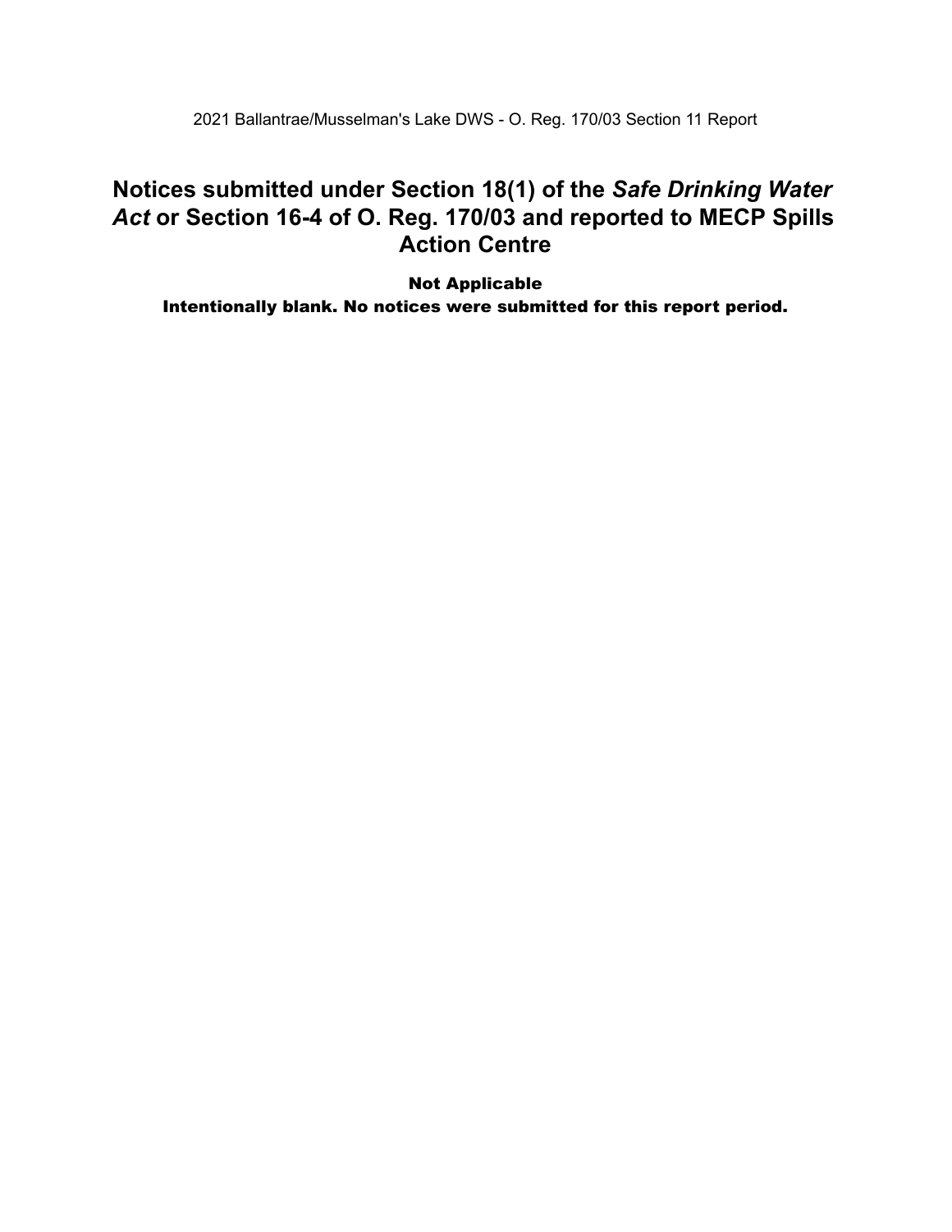# Notices submitted under Section 18(1) of the *Safe Drinking Water Act* or Section 16-4 of O. Reg. 170/03 and reported to MECP Spills Action Centre

**Not Applicable**

**Intentionally blank. No notices were submitted for this report period.**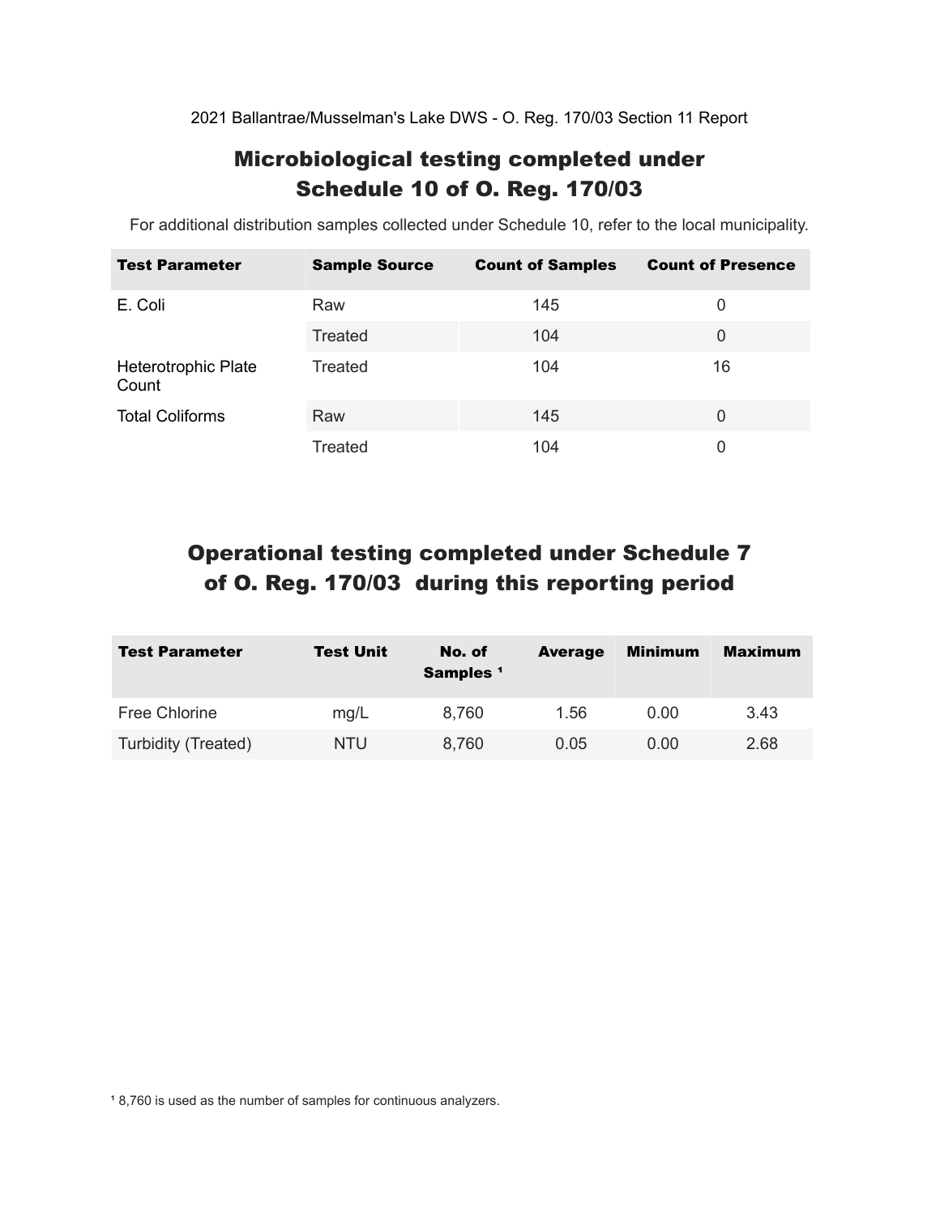2021 Ballantrae/Musselman's Lake DWS - O. Reg. 170/03 Section 11 Report

## Microbiological testing completed under Schedule 10 of O. Reg. 170/03

For additional distribution samples collected under Schedule 10, refer to the local municipality.

| Test Parameter | Sample Source | Count of Samples | Count of Presence |
|---|---|---|---|
| E. Coli | Raw | 145 | 0 |
| | Treated | 104 | 0 |
| Heterotrophic Plate Count | Treated | 104 | 16 |
| Total Coliforms | Raw | 145 | 0 |
| | Treated | 104 | 0 |

## Operational testing completed under Schedule 7 of O. Reg. 170/03 during this reporting period

| Test Parameter | Test Unit | No. of Samples [1] | Average | Minimum | Maximum |
|---|---|---|---|---|---|
| Free Chlorine | mg/L | 8,760 | 1.56 | 0.00 | 3.43 |
| Turbidity (Treated) | NTU | 8,760 | 0.05 | 0.00 | 2.68 |

[1] 8,760 is used as the number of samples for continuous analyzers.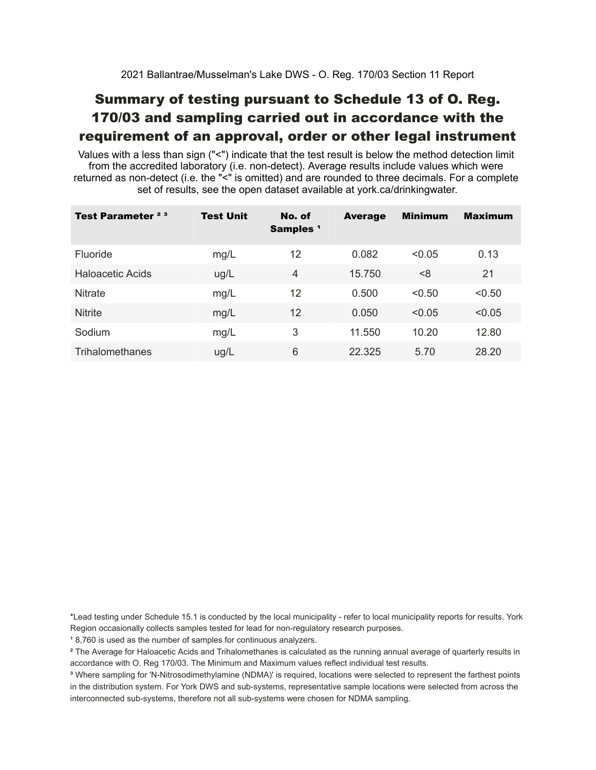2021 Ballantrae/Musselman's Lake DWS - O. Reg. 170/03 Section 11 Report

# Summary of testing pursuant to Schedule 13 of O. Reg. 170/03 and sampling carried out in accordance with the requirement of an approval, order or other legal instrument

Values with a less than sign ("<") indicate that the test result is below the method detection limit from the accredited laboratory (i.e. non-detect). Average results include values which were returned as non-detect (i.e. the "<" is omitted) and are rounded to three decimals. For a complete set of results, see the open dataset available at york.ca/drinkingwater.

| Test Parameter [2] [3] | Test Unit | No. of Samples [1] | Average | Minimum | Maximum |
|---|---|---|---|---|---|
| Fluoride | mg/L | 12 | 0.082 | <0.05 | 0.13 |
| Haloacetic Acids | ug/L | 4 | 15.750 | <8 | 21 |
| Nitrate | mg/L | 12 | 0.500 | <0.50 | <0.50 |
| Nitrite | mg/L | 12 | 0.050 | <0.05 | <0.05 |
| Sodium | mg/L | 3 | 11.550 | 10.20 | 12.80 |
| Trihalomethanes | ug/L | 6 | 22.325 | 5.70 | 28.20 |

*Lead testing under Schedule 15.1 is conducted by the local municipality - refer to local municipality reports for results. York Region occasionally collects samples tested for lead for non-regulatory research purposes.

[1] 8,760 is used as the number of samples for continuous analyzers.

[2] The Average for Haloacetic Acids and Trihalomethanes is calculated as the running annual average of quarterly results in accordance with O. Reg 170/03. The Minimum and Maximum values reflect individual test results.

[3] Where sampling for 'N-Nitrosodimethylamine (NDMA)' is required, locations were selected to represent the farthest points in the distribution system. For York DWS and sub-systems, representative sample locations were selected from across the interconnected sub-systems, therefore not all sub-systems were chosen for NDMA sampling.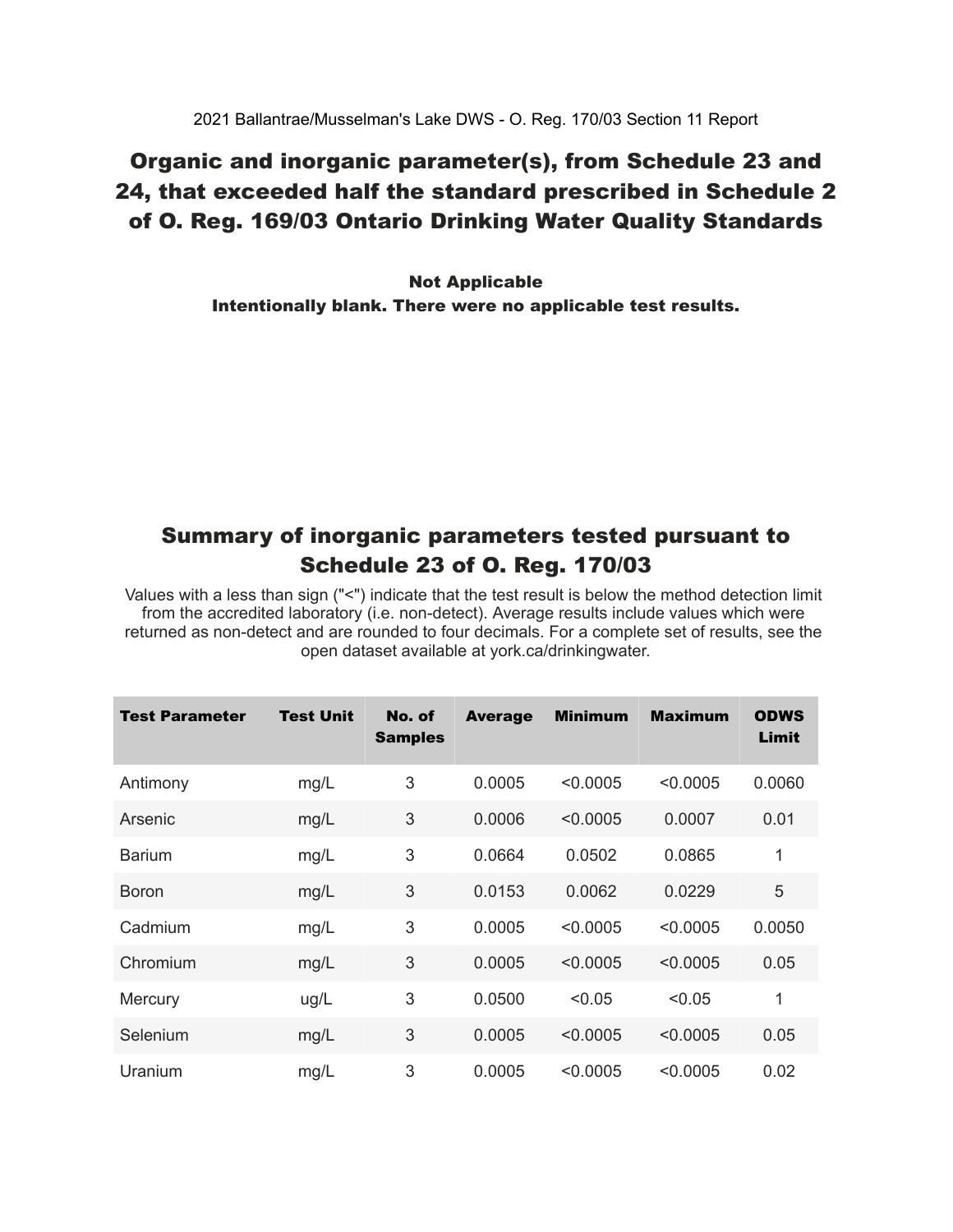## Organic and inorganic parameter(s), from Schedule 23 and 24, that exceeded half the standard prescribed in Schedule 2 of O. Reg. 169/03 Ontario Drinking Water Quality Standards

**Not Applicable**
**Intentionally blank. There were no applicable test results.**

## Summary of inorganic parameters tested pursuant to Schedule 23 of O. Reg. 170/03

Values with a less than sign ("<") indicate that the test result is below the method detection limit from the accredited laboratory (i.e. non-detect). Average results include values which were returned as non-detect and are rounded to four decimals. For a complete set of results, see the open dataset available at york.ca/drinkingwater.

| Test Parameter | Test Unit | No. of Samples | Average | Minimum | Maximum | ODWS Limit |
|---|---|---|---|---|---|---|
| Antimony | mg/L | 3 | 0.0005 | <0.0005 | <0.0005 | 0.0060 |
| Arsenic | mg/L | 3 | 0.0006 | <0.0005 | 0.0007 | 0.01 |
| Barium | mg/L | 3 | 0.0664 | 0.0502 | 0.0865 | 1 |
| Boron | mg/L | 3 | 0.0153 | 0.0062 | 0.0229 | 5 |
| Cadmium | mg/L | 3 | 0.0005 | <0.0005 | <0.0005 | 0.0050 |
| Chromium | mg/L | 3 | 0.0005 | <0.0005 | <0.0005 | 0.05 |
| Mercury | ug/L | 3 | 0.0500 | <0.05 | <0.05 | 1 |
| Selenium | mg/L | 3 | 0.0005 | <0.0005 | <0.0005 | 0.05 |
| Uranium | mg/L | 3 | 0.0005 | <0.0005 | <0.0005 | 0.02 |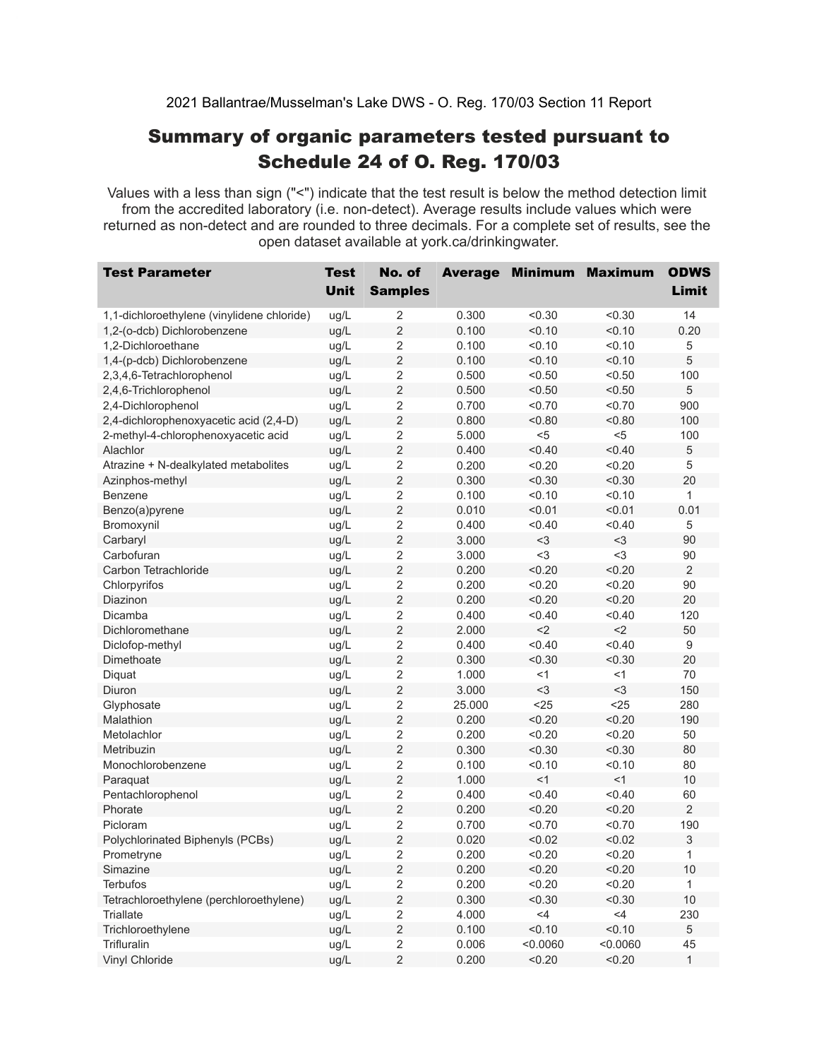2021 Ballantrae/Musselman's Lake DWS - O. Reg. 170/03 Section 11 Report

# Summary of organic parameters tested pursuant to Schedule 24 of O. Reg. 170/03

Values with a less than sign ("<") indicate that the test result is below the method detection limit from the accredited laboratory (i.e. non-detect). Average results include values which were returned as non-detect and are rounded to three decimals. For a complete set of results, see the open dataset available at york.ca/drinkingwater.

| Test Parameter | Test Unit | No. of Samples | Average | Minimum | Maximum | ODWS Limit |
|---|---|---|---|---|---|---|
| 1,1-dichloroethylene (vinylidene chloride) | ug/L | 2 | 0.300 | <0.30 | <0.30 | 14 |
| 1,2-(o-dcb) Dichlorobenzene | ug/L | 2 | 0.100 | <0.10 | <0.10 | 0.20 |
| 1,2-Dichloroethane | ug/L | 2 | 0.100 | <0.10 | <0.10 | 5 |
| 1,4-(p-dcb) Dichlorobenzene | ug/L | 2 | 0.100 | <0.10 | <0.10 | 5 |
| 2,3,4,6-Tetrachlorophenol | ug/L | 2 | 0.500 | <0.50 | <0.50 | 100 |
| 2,4,6-Trichlorophenol | ug/L | 2 | 0.500 | <0.50 | <0.50 | 5 |
| 2,4-Dichlorophenol | ug/L | 2 | 0.700 | <0.70 | <0.70 | 900 |
| 2,4-dichlorophenoxyacetic acid (2,4-D) | ug/L | 2 | 0.800 | <0.80 | <0.80 | 100 |
| 2-methyl-4-chlorophenoxyacetic acid | ug/L | 2 | 5.000 | <5 | <5 | 100 |
| Alachlor | ug/L | 2 | 0.400 | <0.40 | <0.40 | 5 |
| Atrazine + N-dealkylated metabolites | ug/L | 2 | 0.200 | <0.20 | <0.20 | 5 |
| Azinphos-methyl | ug/L | 2 | 0.300 | <0.30 | <0.30 | 20 |
| Benzene | ug/L | 2 | 0.100 | <0.10 | <0.10 | 1 |
| Benzo(a)pyrene | ug/L | 2 | 0.010 | <0.01 | <0.01 | 0.01 |
| Bromoxynil | ug/L | 2 | 0.400 | <0.40 | <0.40 | 5 |
| Carbaryl | ug/L | 2 | 3.000 | <3 | <3 | 90 |
| Carbofuran | ug/L | 2 | 3.000 | <3 | <3 | 90 |
| Carbon Tetrachloride | ug/L | 2 | 0.200 | <0.20 | <0.20 | 2 |
| Chlorpyrifos | ug/L | 2 | 0.200 | <0.20 | <0.20 | 90 |
| Diazinon | ug/L | 2 | 0.200 | <0.20 | <0.20 | 20 |
| Dicamba | ug/L | 2 | 0.400 | <0.40 | <0.40 | 120 |
| Dichloromethane | ug/L | 2 | 2.000 | <2 | <2 | 50 |
| Diclofop-methyl | ug/L | 2 | 0.400 | <0.40 | <0.40 | 9 |
| Dimethoate | ug/L | 2 | 0.300 | <0.30 | <0.30 | 20 |
| Diquat | ug/L | 2 | 1.000 | <1 | <1 | 70 |
| Diuron | ug/L | 2 | 3.000 | <3 | <3 | 150 |
| Glyphosate | ug/L | 2 | 25.000 | <25 | <25 | 280 |
| Malathion | ug/L | 2 | 0.200 | <0.20 | <0.20 | 190 |
| Metolachlor | ug/L | 2 | 0.200 | <0.20 | <0.20 | 50 |
| Metribuzin | ug/L | 2 | 0.300 | <0.30 | <0.30 | 80 |
| Monochlorobenzene | ug/L | 2 | 0.100 | <0.10 | <0.10 | 80 |
| Paraquat | ug/L | 2 | 1.000 | <1 | <1 | 10 |
| Pentachlorophenol | ug/L | 2 | 0.400 | <0.40 | <0.40 | 60 |
| Phorate | ug/L | 2 | 0.200 | <0.20 | <0.20 | 2 |
| Picloram | ug/L | 2 | 0.700 | <0.70 | <0.70 | 190 |
| Polychlorinated Biphenyls (PCBs) | ug/L | 2 | 0.020 | <0.02 | <0.02 | 3 |
| Prometryne | ug/L | 2 | 0.200 | <0.20 | <0.20 | 1 |
| Simazine | ug/L | 2 | 0.200 | <0.20 | <0.20 | 10 |
| Terbufos | ug/L | 2 | 0.200 | <0.20 | <0.20 | 1 |
| Tetrachloroethylene (perchloroethylene) | ug/L | 2 | 0.300 | <0.30 | <0.30 | 10 |
| Triallate | ug/L | 2 | 4.000 | <4 | <4 | 230 |
| Trichloroethylene | ug/L | 2 | 0.100 | <0.10 | <0.10 | 5 |
| Trifluralin | ug/L | 2 | 0.006 | <0.0060 | <0.0060 | 45 |
| Vinyl Chloride | ug/L | 2 | 0.200 | <0.20 | <0.20 | 1 |